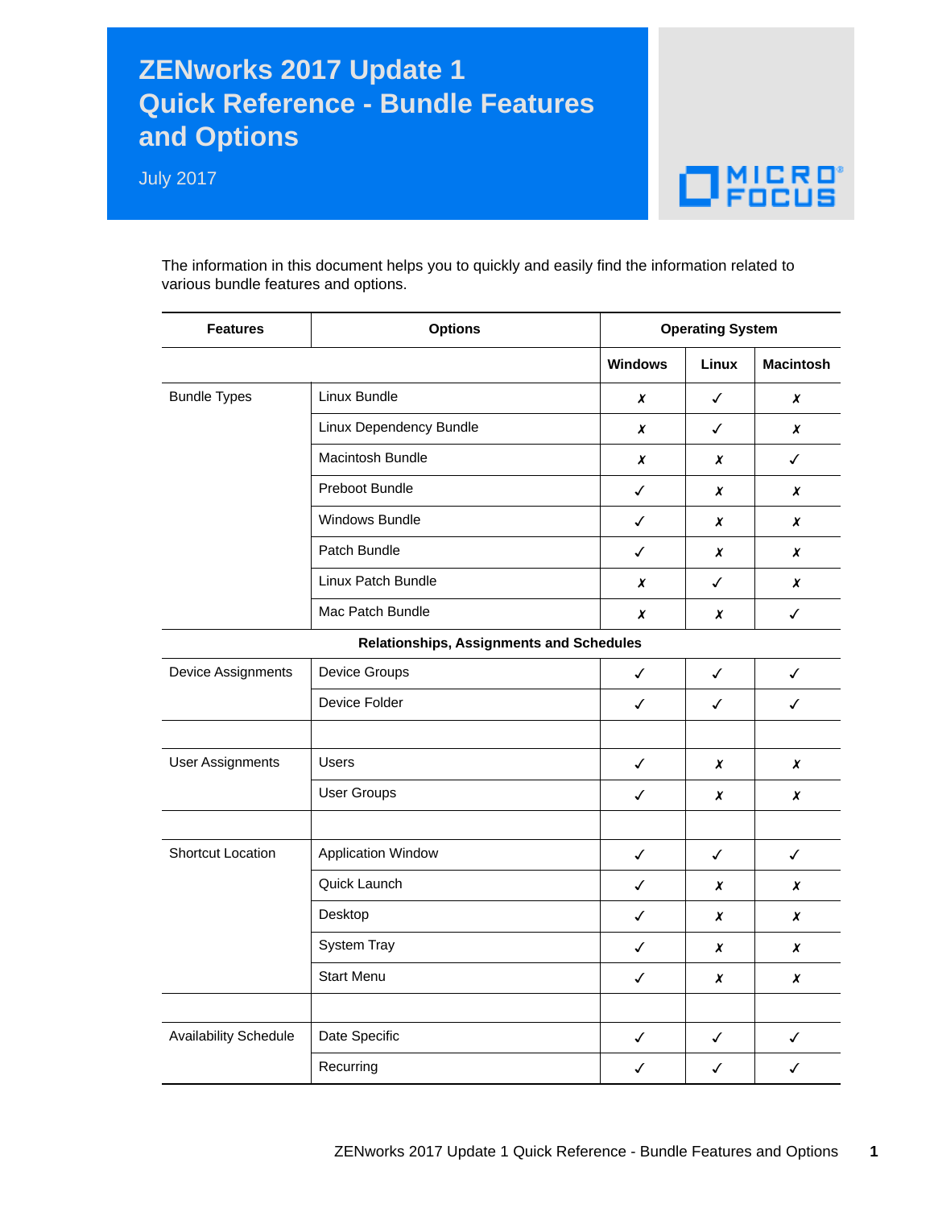# ZENworks 2017 Update 1 Quick Reference - Bundle Features and Options

July 2017

The information in this document helps you to quickly and easily find the information related to various bundle features and options.

| Features | Options | Operating System | | |
|---|---|---|---|---|
| | | Windows | Linux | Macintosh |
| Bundle Types | Linux Bundle | ✗ | ✓ | ✗ |
| | Linux Dependency Bundle | ✗ | ✓ | ✗ |
| | Macintosh Bundle | ✗ | ✗ | ✓ |
| | Preboot Bundle | ✓ | ✗ | ✗ |
| | Windows Bundle | ✓ | ✗ | ✗ |
| | Patch Bundle | ✓ | ✗ | ✗ |
| | Linux Patch Bundle | ✗ | ✓ | ✗ |
| | Mac Patch Bundle | ✗ | ✗ | ✓ |
| **Relationships, Assignments and Schedules** | | | | |
| Device Assignments | Device Groups | ✓ | ✓ | ✓ |
| | Device Folder | ✓ | ✓ | ✓ |
| | | | | |
| User Assignments | Users | ✓ | ✗ | ✗ |
| | User Groups | ✓ | ✗ | ✗ |
| | | | | |
| Shortcut Location | Application Window | ✓ | ✓ | ✓ |
| | Quick Launch | ✓ | ✗ | ✗ |
| | Desktop | ✓ | ✗ | ✗ |
| | System Tray | ✓ | ✗ | ✗ |
| | Start Menu | ✓ | ✗ | ✗ |
| | | | | |
| Availability Schedule | Date Specific | ✓ | ✓ | ✓ |
| | Recurring | ✓ | ✓ | ✓ |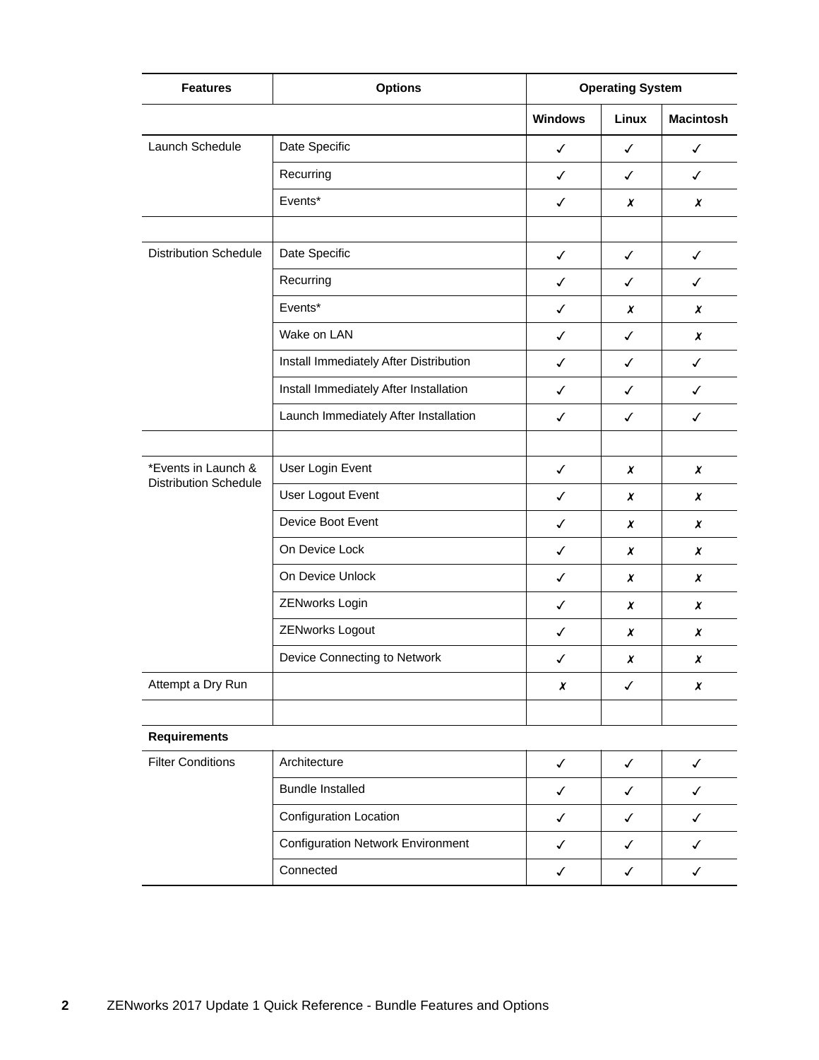| Features | Options | Operating System | | |
|---|---|---|---|---|
| | | Windows | Linux | Macintosh |
| Launch Schedule | Date Specific | ✓ | ✓ | ✓ |
| | Recurring | ✓ | ✓ | ✓ |
| | Events* | ✓ | ✗ | ✗ |
| | | | | |
| Distribution Schedule | Date Specific | ✓ | ✓ | ✓ |
| | Recurring | ✓ | ✓ | ✓ |
| | Events* | ✓ | ✗ | ✗ |
| | Wake on LAN | ✓ | ✓ | ✗ |
| | Install Immediately After Distribution | ✓ | ✓ | ✓ |
| | Install Immediately After Installation | ✓ | ✓ | ✓ |
| | Launch Immediately After Installation | ✓ | ✓ | ✓ |
| | | | | |
| *Events in Launch & Distribution Schedule | User Login Event | ✓ | ✗ | ✗ |
| | User Logout Event | ✓ | ✗ | ✗ |
| | Device Boot Event | ✓ | ✗ | ✗ |
| | On Device Lock | ✓ | ✗ | ✗ |
| | On Device Unlock | ✓ | ✗ | ✗ |
| | ZENworks Login | ✓ | ✗ | ✗ |
| | ZENworks Logout | ✓ | ✗ | ✗ |
| | Device Connecting to Network | ✓ | ✗ | ✗ |
| Attempt a Dry Run | | ✗ | ✓ | ✗ |
| | | | | |
| **Requirements** | | | | |
| Filter Conditions | Architecture | ✓ | ✓ | ✓ |
| | Bundle Installed | ✓ | ✓ | ✓ |
| | Configuration Location | ✓ | ✓ | ✓ |
| | Configuration Network Environment | ✓ | ✓ | ✓ |
| | Connected | ✓ | ✓ | ✓ |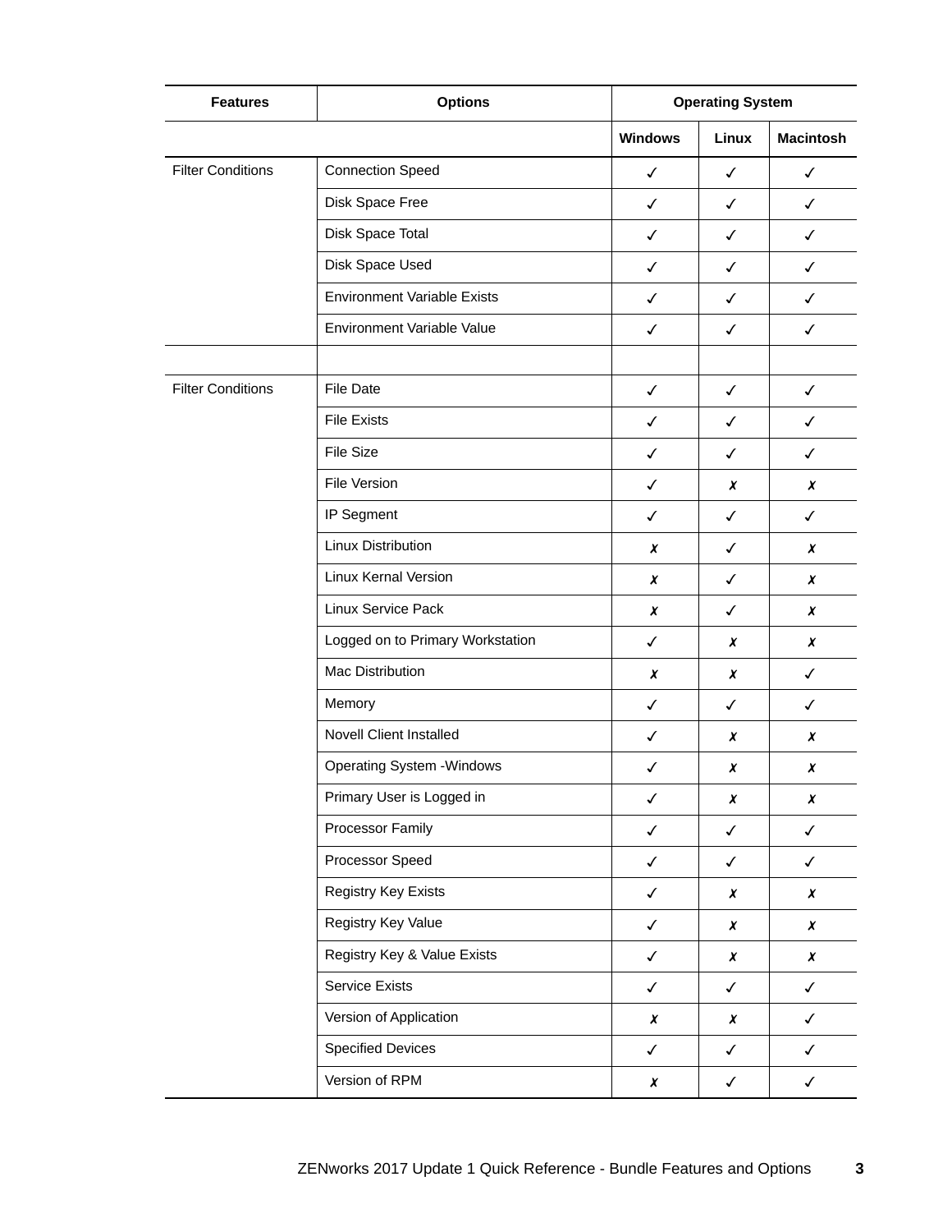| Features | Options | Operating System | | |
|---|---|---|---|---|
| | | Windows | Linux | Macintosh |
| Filter Conditions | Connection Speed | ✓ | ✓ | ✓ |
| | Disk Space Free | ✓ | ✓ | ✓ |
| | Disk Space Total | ✓ | ✓ | ✓ |
| | Disk Space Used | ✓ | ✓ | ✓ |
| | Environment Variable Exists | ✓ | ✓ | ✓ |
| | Environment Variable Value | ✓ | ✓ | ✓ |
| | | | | |
| Filter Conditions | File Date | ✓ | ✓ | ✓ |
| | File Exists | ✓ | ✓ | ✓ |
| | File Size | ✓ | ✓ | ✓ |
| | File Version | ✓ | ✗ | ✗ |
| | IP Segment | ✓ | ✓ | ✓ |
| | Linux Distribution | ✗ | ✓ | ✗ |
| | Linux Kernal Version | ✗ | ✓ | ✗ |
| | Linux Service Pack | ✗ | ✓ | ✗ |
| | Logged on to Primary Workstation | ✓ | ✗ | ✗ |
| | Mac Distribution | ✗ | ✗ | ✓ |
| | Memory | ✓ | ✓ | ✓ |
| | Novell Client Installed | ✓ | ✗ | ✗ |
| | Operating System -Windows | ✓ | ✗ | ✗ |
| | Primary User is Logged in | ✓ | ✗ | ✗ |
| | Processor Family | ✓ | ✓ | ✓ |
| | Processor Speed | ✓ | ✓ | ✓ |
| | Registry Key Exists | ✓ | ✗ | ✗ |
| | Registry Key Value | ✓ | ✗ | ✗ |
| | Registry Key & Value Exists | ✓ | ✗ | ✗ |
| | Service Exists | ✓ | ✓ | ✓ |
| | Version of Application | ✗ | ✗ | ✓ |
| | Specified Devices | ✓ | ✓ | ✓ |
| | Version of RPM | ✗ | ✓ | ✓ |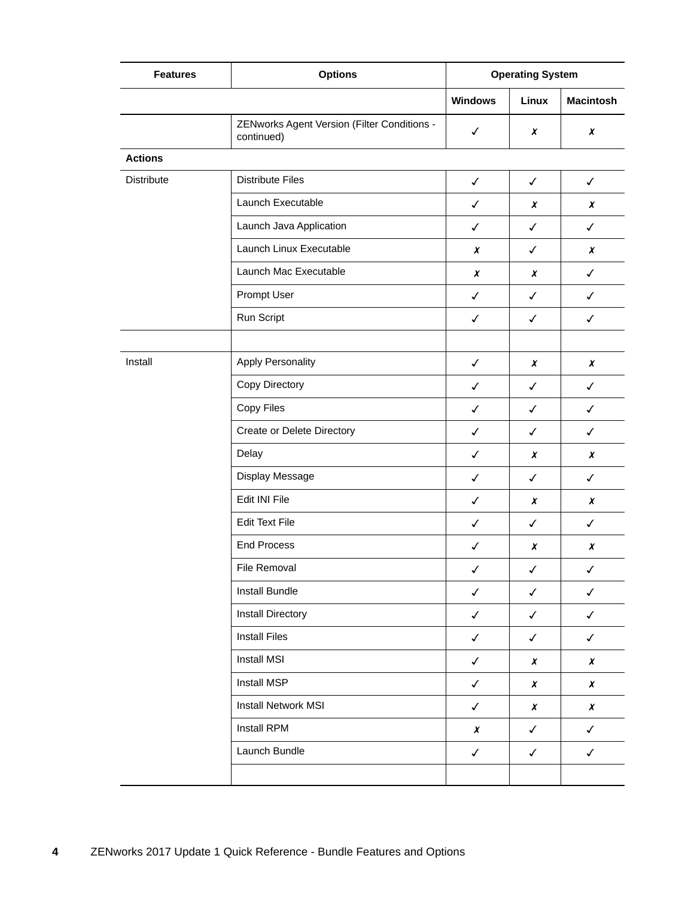| Features | Options | Operating System | | |
|---|---|---|---|---|
| | | Windows | Linux | Macintosh |
| | ZENworks Agent Version (Filter Conditions - continued) | ✓ | ✗ | ✗ |
| **Actions** | | | | |
| Distribute | Distribute Files | ✓ | ✓ | ✓ |
| | Launch Executable | ✓ | ✗ | ✗ |
| | Launch Java Application | ✓ | ✓ | ✓ |
| | Launch Linux Executable | ✗ | ✓ | ✗ |
| | Launch Mac Executable | ✗ | ✗ | ✓ |
| | Prompt User | ✓ | ✓ | ✓ |
| | Run Script | ✓ | ✓ | ✓ |
| | | | | |
| Install | Apply Personality | ✓ | ✗ | ✗ |
| | Copy Directory | ✓ | ✓ | ✓ |
| | Copy Files | ✓ | ✓ | ✓ |
| | Create or Delete Directory | ✓ | ✓ | ✓ |
| | Delay | ✓ | ✗ | ✗ |
| | Display Message | ✓ | ✓ | ✓ |
| | Edit INI File | ✓ | ✗ | ✗ |
| | Edit Text File | ✓ | ✓ | ✓ |
| | End Process | ✓ | ✗ | ✗ |
| | File Removal | ✓ | ✓ | ✓ |
| | Install Bundle | ✓ | ✓ | ✓ |
| | Install Directory | ✓ | ✓ | ✓ |
| | Install Files | ✓ | ✓ | ✓ |
| | Install MSI | ✓ | ✗ | ✗ |
| | Install MSP | ✓ | ✗ | ✗ |
| | Install Network MSI | ✓ | ✗ | ✗ |
| | Install RPM | ✗ | ✓ | ✓ |
| | Launch Bundle | ✓ | ✓ | ✓ |
| | | | | |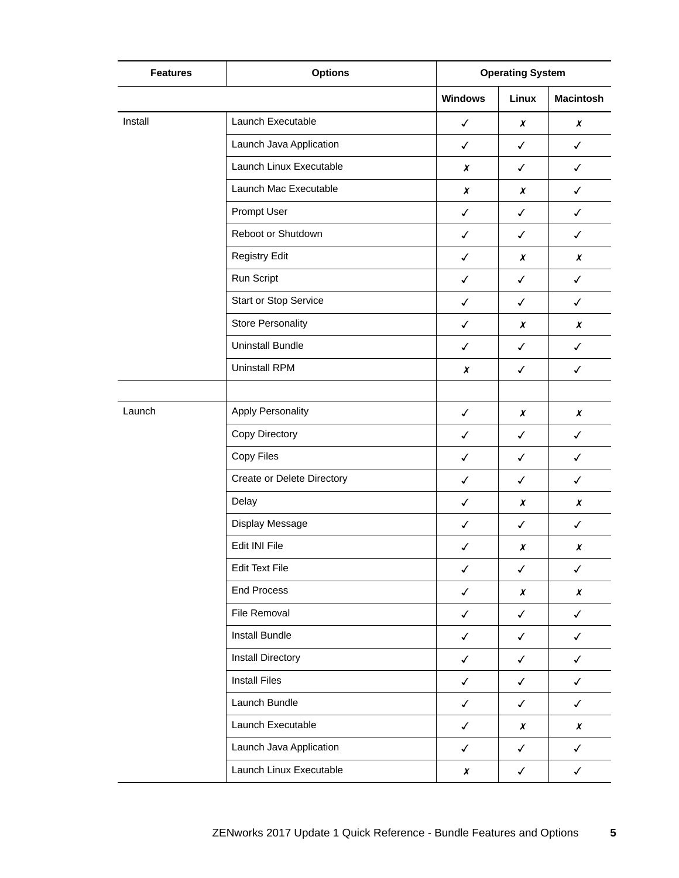| Features | Options | Operating System | | |
|---|---|---|---|---|
| | | Windows | Linux | Macintosh |
| Install | Launch Executable | ✓ | ✗ | ✗ |
| | Launch Java Application | ✓ | ✓ | ✓ |
| | Launch Linux Executable | ✗ | ✓ | ✓ |
| | Launch Mac Executable | ✗ | ✗ | ✓ |
| | Prompt User | ✓ | ✓ | ✓ |
| | Reboot or Shutdown | ✓ | ✓ | ✓ |
| | Registry Edit | ✓ | ✗ | ✗ |
| | Run Script | ✓ | ✓ | ✓ |
| | Start or Stop Service | ✓ | ✓ | ✓ |
| | Store Personality | ✓ | ✗ | ✗ |
| | Uninstall Bundle | ✓ | ✓ | ✓ |
| | Uninstall RPM | ✗ | ✓ | ✓ |
| | | | | |
| Launch | Apply Personality | ✓ | ✗ | ✗ |
| | Copy Directory | ✓ | ✓ | ✓ |
| | Copy Files | ✓ | ✓ | ✓ |
| | Create or Delete Directory | ✓ | ✓ | ✓ |
| | Delay | ✓ | ✗ | ✗ |
| | Display Message | ✓ | ✓ | ✓ |
| | Edit INI File | ✓ | ✗ | ✗ |
| | Edit Text File | ✓ | ✓ | ✓ |
| | End Process | ✓ | ✗ | ✗ |
| | File Removal | ✓ | ✓ | ✓ |
| | Install Bundle | ✓ | ✓ | ✓ |
| | Install Directory | ✓ | ✓ | ✓ |
| | Install Files | ✓ | ✓ | ✓ |
| | Launch Bundle | ✓ | ✓ | ✓ |
| | Launch Executable | ✓ | ✗ | ✗ |
| | Launch Java Application | ✓ | ✓ | ✓ |
| | Launch Linux Executable | ✗ | ✓ | ✓ |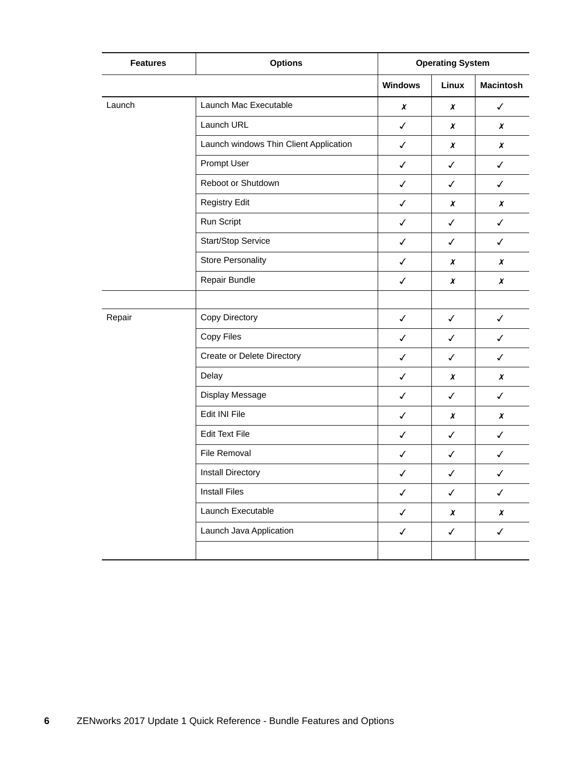| Features | Options | Operating System | | |
|---|---|---|---|---|
| | | Windows | Linux | Macintosh |
| Launch | Launch Mac Executable | ✗ | ✗ | ✓ |
| | Launch URL | ✓ | ✗ | ✗ |
| | Launch windows Thin Client Application | ✓ | ✗ | ✗ |
| | Prompt User | ✓ | ✓ | ✓ |
| | Reboot or Shutdown | ✓ | ✓ | ✓ |
| | Registry Edit | ✓ | ✗ | ✗ |
| | Run Script | ✓ | ✓ | ✓ |
| | Start/Stop Service | ✓ | ✓ | ✓ |
| | Store Personality | ✓ | ✗ | ✗ |
| | Repair Bundle | ✓ | ✗ | ✗ |
| | | | | |
| Repair | Copy Directory | ✓ | ✓ | ✓ |
| | Copy Files | ✓ | ✓ | ✓ |
| | Create or Delete Directory | ✓ | ✓ | ✓ |
| | Delay | ✓ | ✗ | ✗ |
| | Display Message | ✓ | ✓ | ✓ |
| | Edit INI File | ✓ | ✗ | ✗ |
| | Edit Text File | ✓ | ✓ | ✓ |
| | File Removal | ✓ | ✓ | ✓ |
| | Install Directory | ✓ | ✓ | ✓ |
| | Install Files | ✓ | ✓ | ✓ |
| | Launch Executable | ✓ | ✗ | ✗ |
| | Launch Java Application | ✓ | ✓ | ✓ |
| | | | | |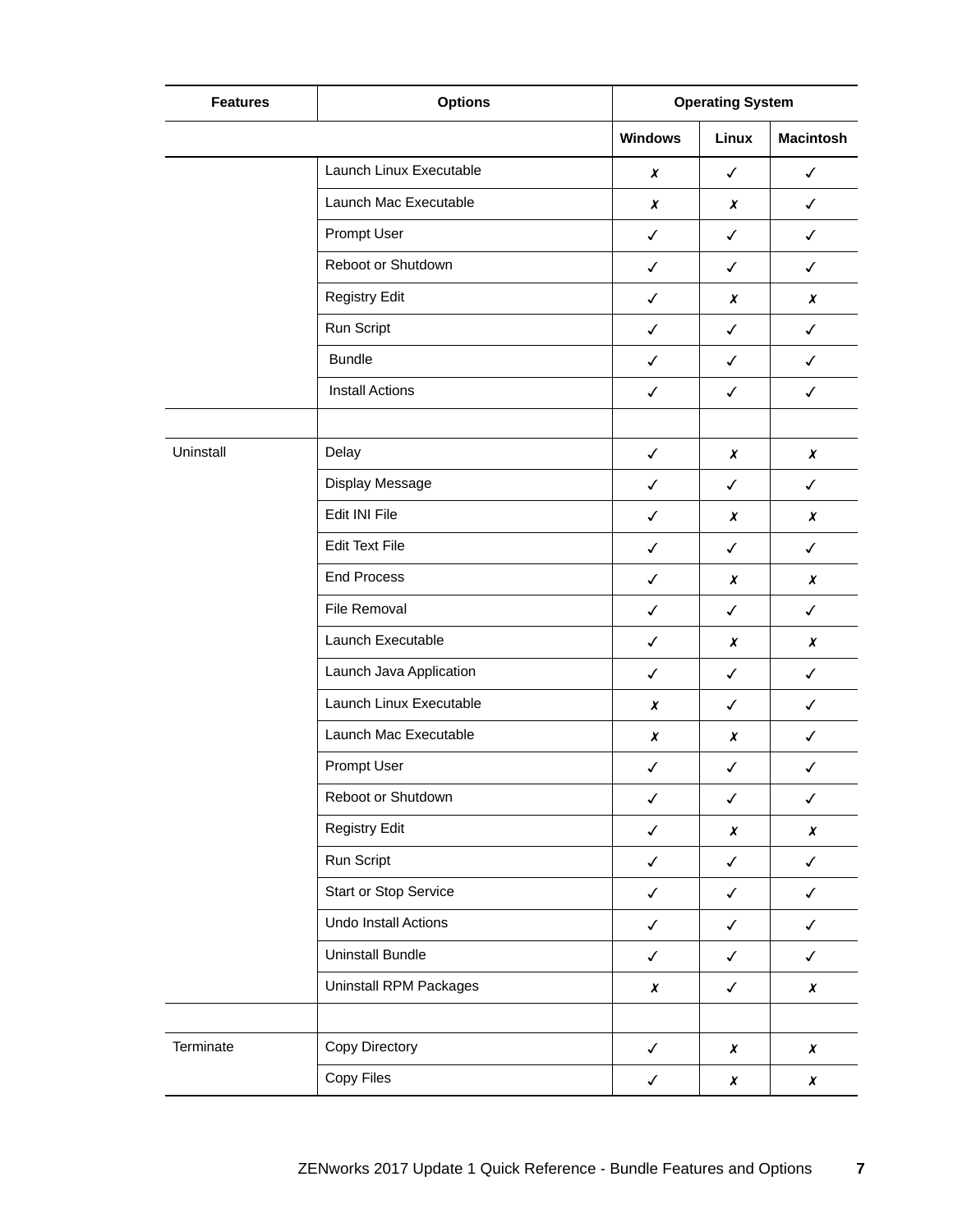| Features | Options | Operating System | | |
|---|---|---|---|---|
| | | Windows | Linux | Macintosh |
| | Launch Linux Executable | ✗ | ✓ | ✓ |
| | Launch Mac Executable | ✗ | ✗ | ✓ |
| | Prompt User | ✓ | ✓ | ✓ |
| | Reboot or Shutdown | ✓ | ✓ | ✓ |
| | Registry Edit | ✓ | ✗ | ✗ |
| | Run Script | ✓ | ✓ | ✓ |
| | Bundle | ✓ | ✓ | ✓ |
| | Install Actions | ✓ | ✓ | ✓ |
| | | | | |
| Uninstall | Delay | ✓ | ✗ | ✗ |
| | Display Message | ✓ | ✓ | ✓ |
| | Edit INI File | ✓ | ✗ | ✗ |
| | Edit Text File | ✓ | ✓ | ✓ |
| | End Process | ✓ | ✗ | ✗ |
| | File Removal | ✓ | ✓ | ✓ |
| | Launch Executable | ✓ | ✗ | ✗ |
| | Launch Java Application | ✓ | ✓ | ✓ |
| | Launch Linux Executable | ✗ | ✓ | ✓ |
| | Launch Mac Executable | ✗ | ✗ | ✓ |
| | Prompt User | ✓ | ✓ | ✓ |
| | Reboot or Shutdown | ✓ | ✓ | ✓ |
| | Registry Edit | ✓ | ✗ | ✗ |
| | Run Script | ✓ | ✓ | ✓ |
| | Start or Stop Service | ✓ | ✓ | ✓ |
| | Undo Install Actions | ✓ | ✓ | ✓ |
| | Uninstall Bundle | ✓ | ✓ | ✓ |
| | Uninstall RPM Packages | ✗ | ✓ | ✗ |
| | | | | |
| Terminate | Copy Directory | ✓ | ✗ | ✗ |
| | Copy Files | ✓ | ✗ | ✗ |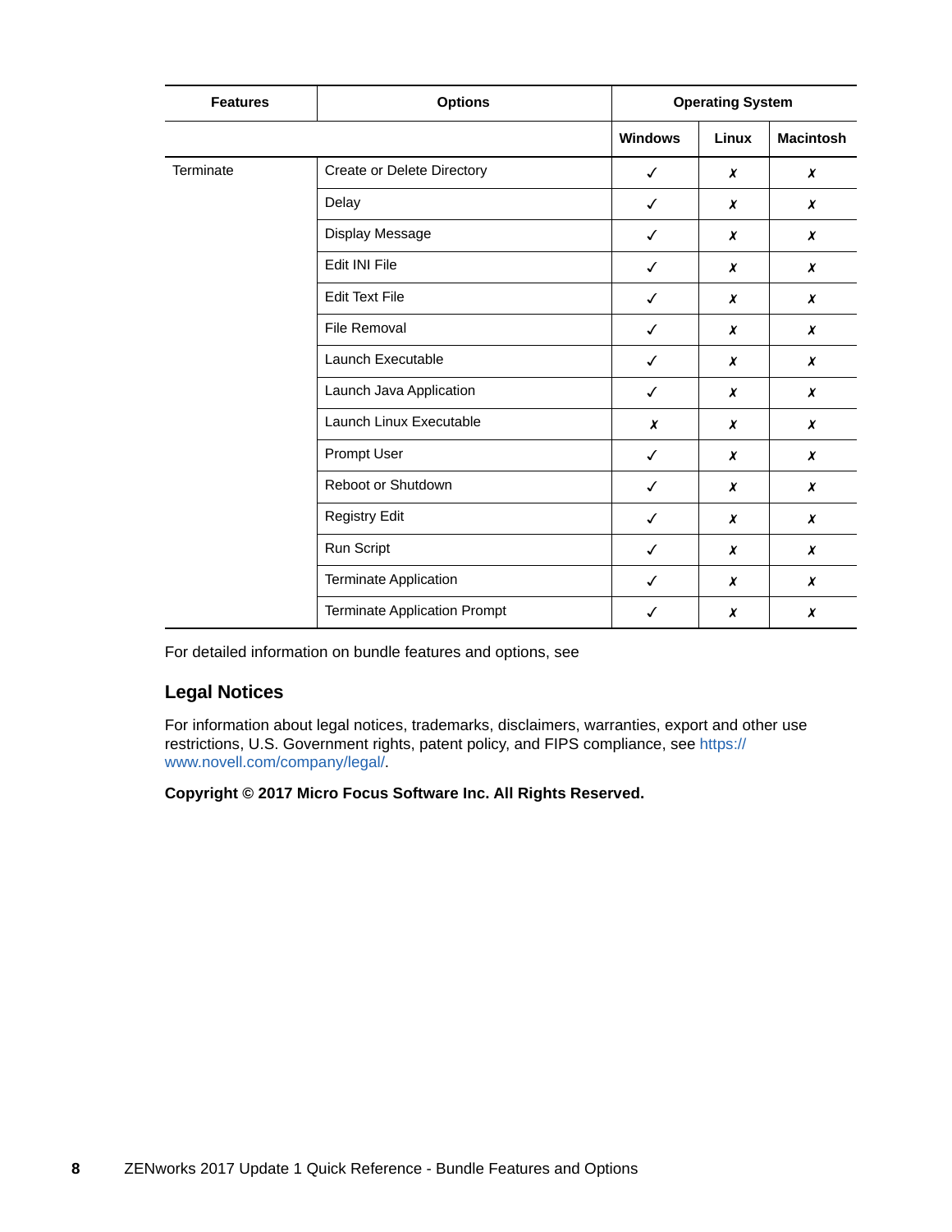| Features | Options | Operating System | | |
|---|---|---|---|---|
| | | Windows | Linux | Macintosh |
| Terminate | Create or Delete Directory | ✓ | ✗ | ✗ |
| | Delay | ✓ | ✗ | ✗ |
| | Display Message | ✓ | ✗ | ✗ |
| | Edit INI File | ✓ | ✗ | ✗ |
| | Edit Text File | ✓ | ✗ | ✗ |
| | File Removal | ✓ | ✗ | ✗ |
| | Launch Executable | ✓ | ✗ | ✗ |
| | Launch Java Application | ✓ | ✗ | ✗ |
| | Launch Linux Executable | ✗ | ✗ | ✗ |
| | Prompt User | ✓ | ✗ | ✗ |
| | Reboot or Shutdown | ✓ | ✗ | ✗ |
| | Registry Edit | ✓ | ✗ | ✗ |
| | Run Script | ✓ | ✗ | ✗ |
| | Terminate Application | ✓ | ✗ | ✗ |
| | Terminate Application Prompt | ✓ | ✗ | ✗ |

For detailed information on bundle features and options, see

## Legal Notices

For information about legal notices, trademarks, disclaimers, warranties, export and other use restrictions, U.S. Government rights, patent policy, and FIPS compliance, see https://www.novell.com/company/legal/.

**Copyright © 2017 Micro Focus Software Inc. All Rights Reserved.**